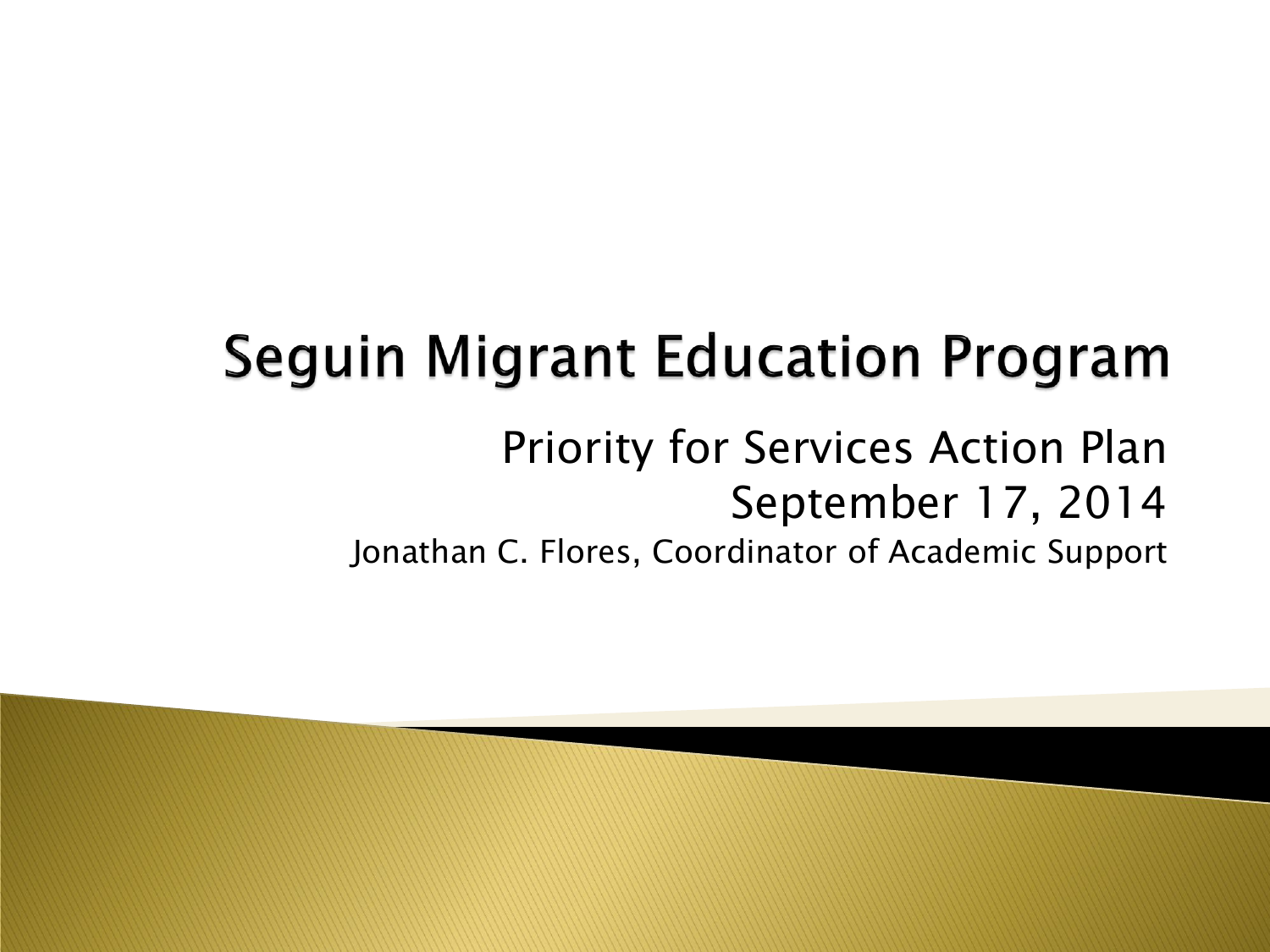# Seguin Migrant Education Program

Priority for Services Action Plan

September 17, 2014

Jonathan C. Flores, Coordinator of Academic Support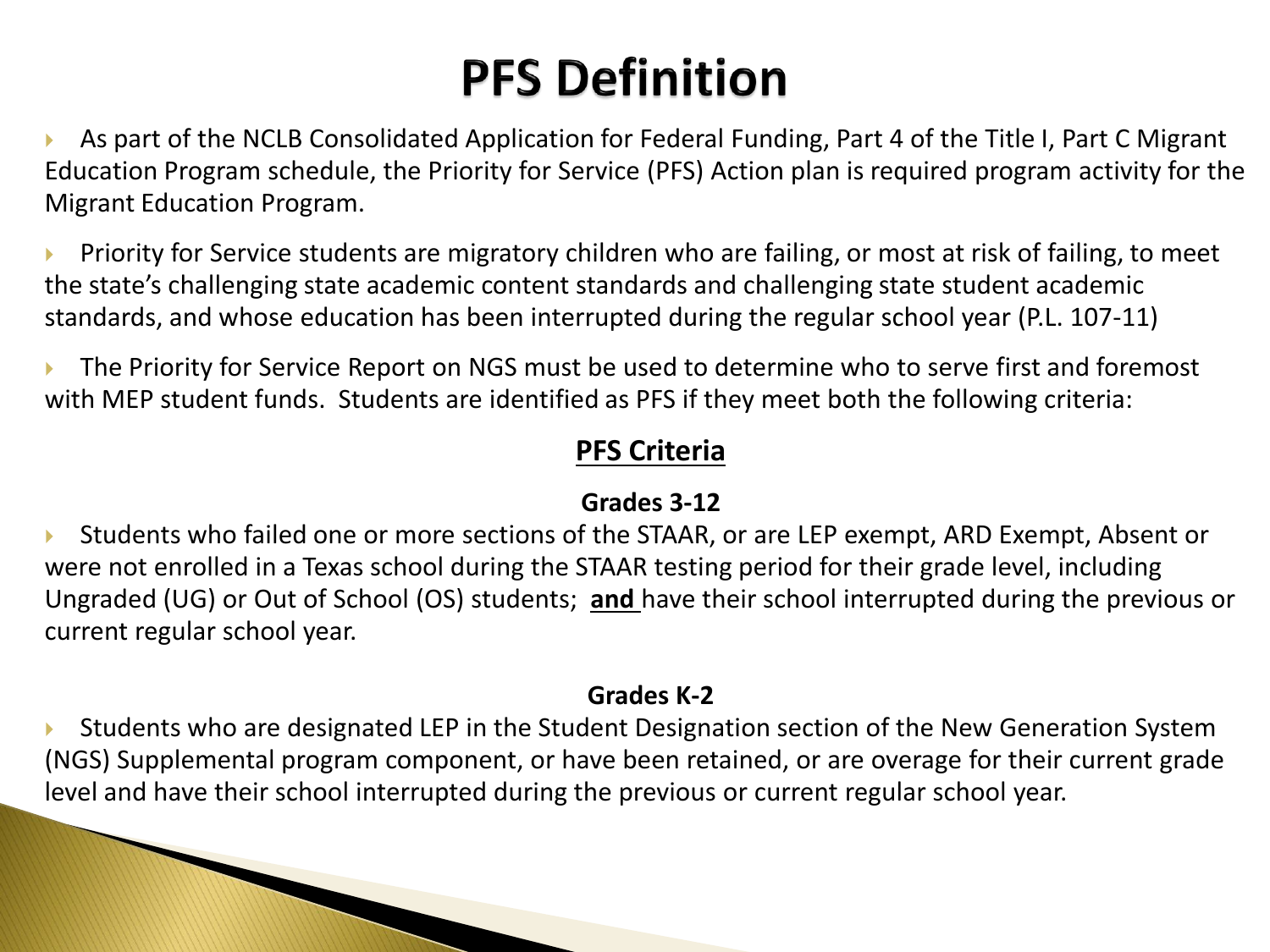# PFS Definition

- As part of the NCLB Consolidated Application for Federal Funding, Part 4 of the Title I, Part C Migrant Education Program schedule, the Priority for Service (PFS) Action plan is required program activity for the Migrant Education Program.
- Priority for Service students are migratory children who are failing, or most at risk of failing, to meet the state's challenging state academic content standards and challenging state student academic standards, and whose education has been interrupted during the regular school year (P.L. 107-11)
- The Priority for Service Report on NGS must be used to determine who to serve first and foremost with MEP student funds. Students are identified as PFS if they meet both the following criteria:

## PFS Criteria

### Grades 3-12

- Students who failed one or more sections of the STAAR, or are LEP exempt, ARD Exempt, Absent or were not enrolled in a Texas school during the STAAR testing period for their grade level, including Ungraded (UG) or Out of School (OS) students; **and** have their school interrupted during the previous or current regular school year.

### Grades K-2

- Students who are designated LEP in the Student Designation section of the New Generation System (NGS) Supplemental program component, or have been retained, or are overage for their current grade level and have their school interrupted during the previous or current regular school year.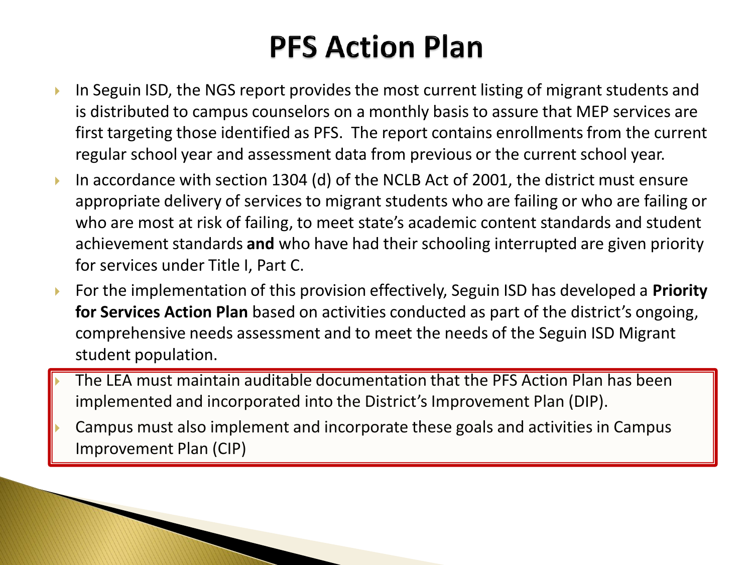# PFS Action Plan

- In Seguin ISD, the NGS report provides the most current listing of migrant students and is distributed to campus counselors on a monthly basis to assure that MEP services are first targeting those identified as PFS. The report contains enrollments from the current regular school year and assessment data from previous or the current school year.
- In accordance with section 1304 (d) of the NCLB Act of 2001, the district must ensure appropriate delivery of services to migrant students who are failing or who are failing or who are most at risk of failing, to meet state's academic content standards and student achievement standards **and** who have had their schooling interrupted are given priority for services under Title I, Part C.
- For the implementation of this provision effectively, Seguin ISD has developed a **Priority for Services Action Plan** based on activities conducted as part of the district's ongoing, comprehensive needs assessment and to meet the needs of the Seguin ISD Migrant student population.
- The LEA must maintain auditable documentation that the PFS Action Plan has been implemented and incorporated into the District's Improvement Plan (DIP).
- Campus must also implement and incorporate these goals and activities in Campus Improvement Plan (CIP)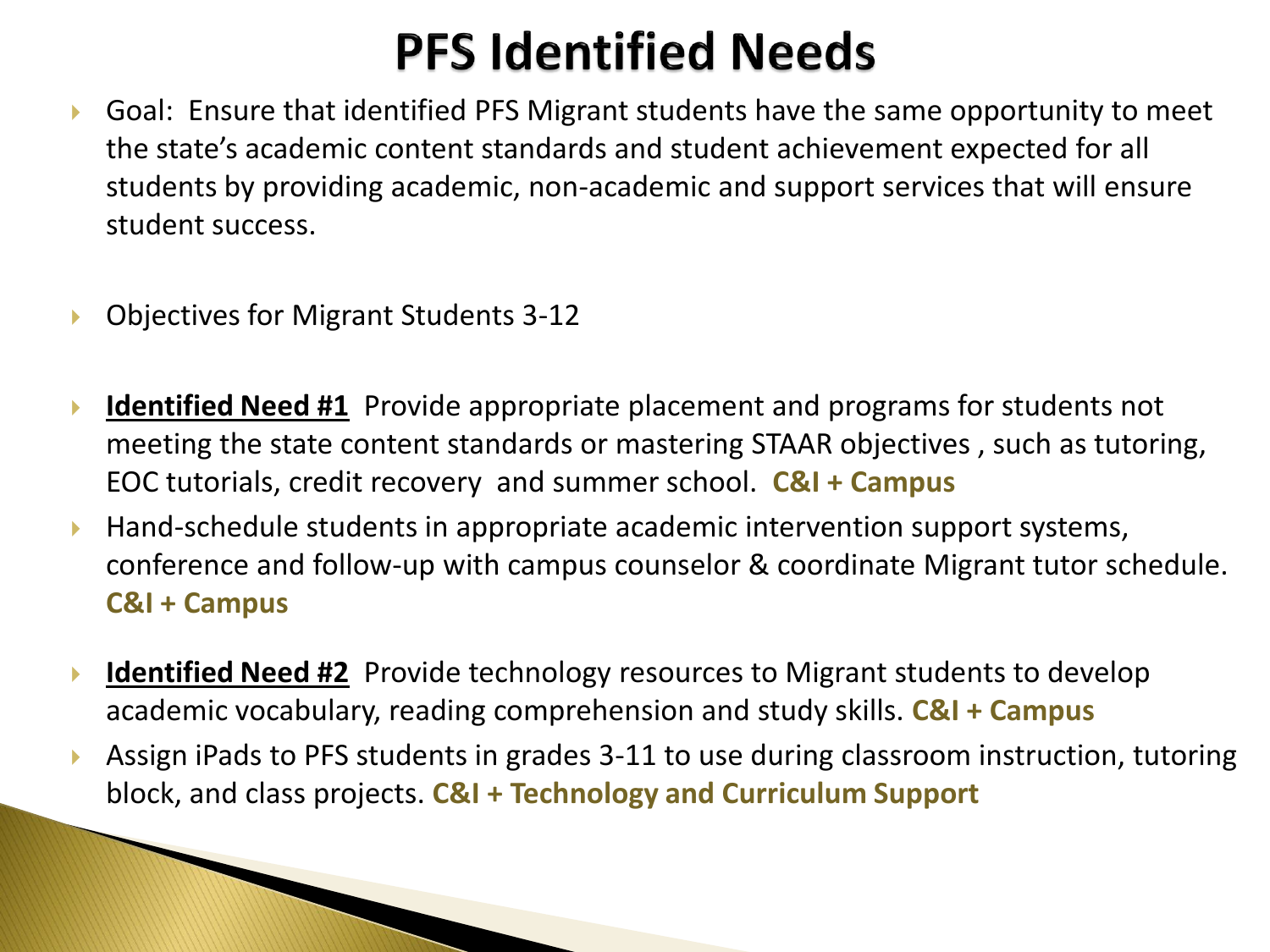# PFS Identified Needs

- Goal: Ensure that identified PFS Migrant students have the same opportunity to meet the state's academic content standards and student achievement expected for all students by providing academic, non-academic and support services that will ensure student success.

- Objectives for Migrant Students 3-12

- **Identified Need #1** Provide appropriate placement and programs for students not meeting the state content standards or mastering STAAR objectives , such as tutoring, EOC tutorials, credit recovery and summer school. **C&I + Campus**
- Hand-schedule students in appropriate academic intervention support systems, conference and follow-up with campus counselor & coordinate Migrant tutor schedule. **C&I + Campus**

- **Identified Need #2** Provide technology resources to Migrant students to develop academic vocabulary, reading comprehension and study skills. **C&I + Campus**
- Assign iPads to PFS students in grades 3-11 to use during classroom instruction, tutoring block, and class projects. **C&I + Technology and Curriculum Support**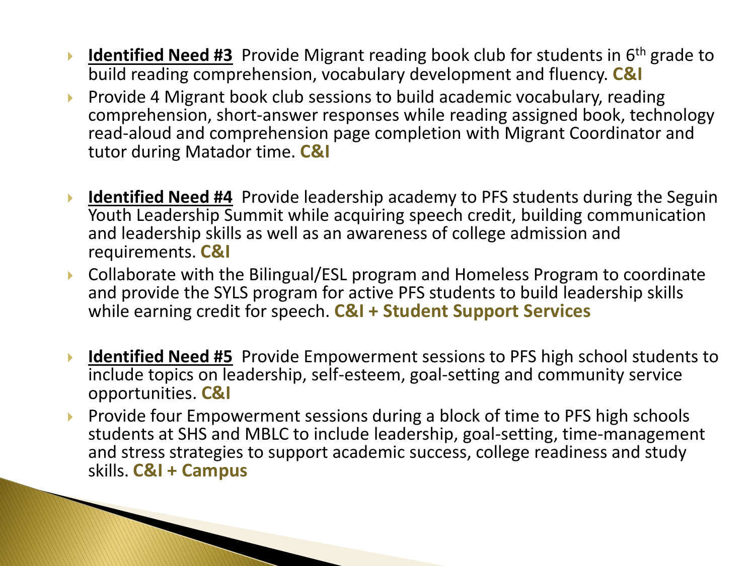- **<u>Identified Need #3</u>** Provide Migrant reading book club for students in 6th grade to build reading comprehension, vocabulary development and fluency. **C&I**
- Provide 4 Migrant book club sessions to build academic vocabulary, reading comprehension, short-answer responses while reading assigned book, technology read-aloud and comprehension page completion with Migrant Coordinator and tutor during Matador time. **C&I**

- **<u>Identified Need #4</u>** Provide leadership academy to PFS students during the Seguin Youth Leadership Summit while acquiring speech credit, building communication and leadership skills as well as an awareness of college admission and requirements. **C&I**
- Collaborate with the Bilingual/ESL program and Homeless Program to coordinate and provide the SYLS program for active PFS students to build leadership skills while earning credit for speech. **C&I + Student Support Services**

- **<u>Identified Need #5</u>** Provide Empowerment sessions to PFS high school students to include topics on leadership, self-esteem, goal-setting and community service opportunities. **C&I**
- Provide four Empowerment sessions during a block of time to PFS high schools students at SHS and MBLC to include leadership, goal-setting, time-management and stress strategies to support academic success, college readiness and study skills. **C&I + Campus**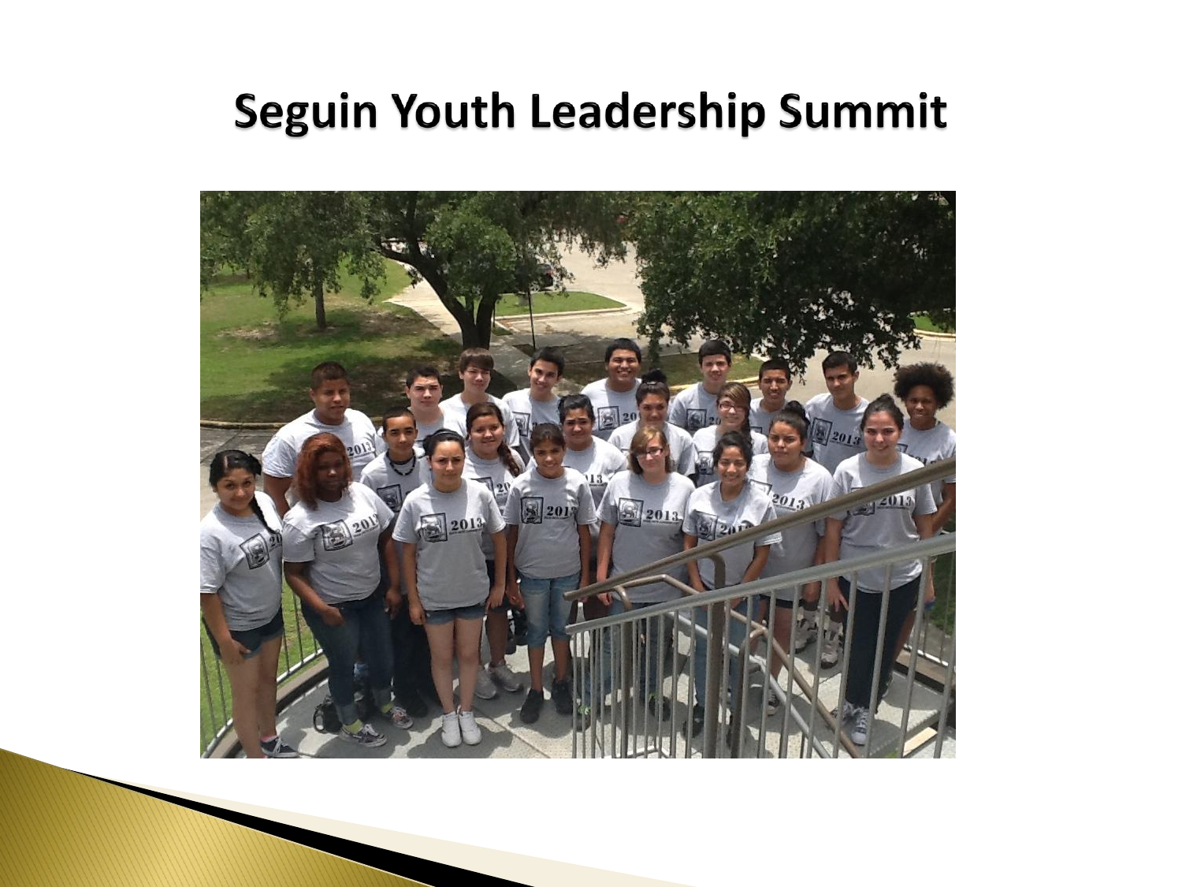# Seguin Youth Leadership Summit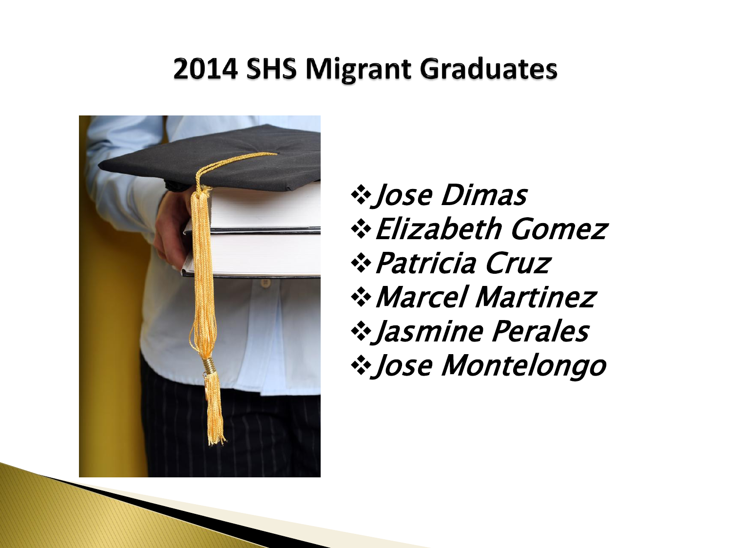# 2014 SHS Migrant Graduates

- *Jose Dimas*
- *Elizabeth Gomez*
- *Patricia Cruz*
- *Marcel Martinez*
- *Jasmine Perales*
- *Jose Montelongo*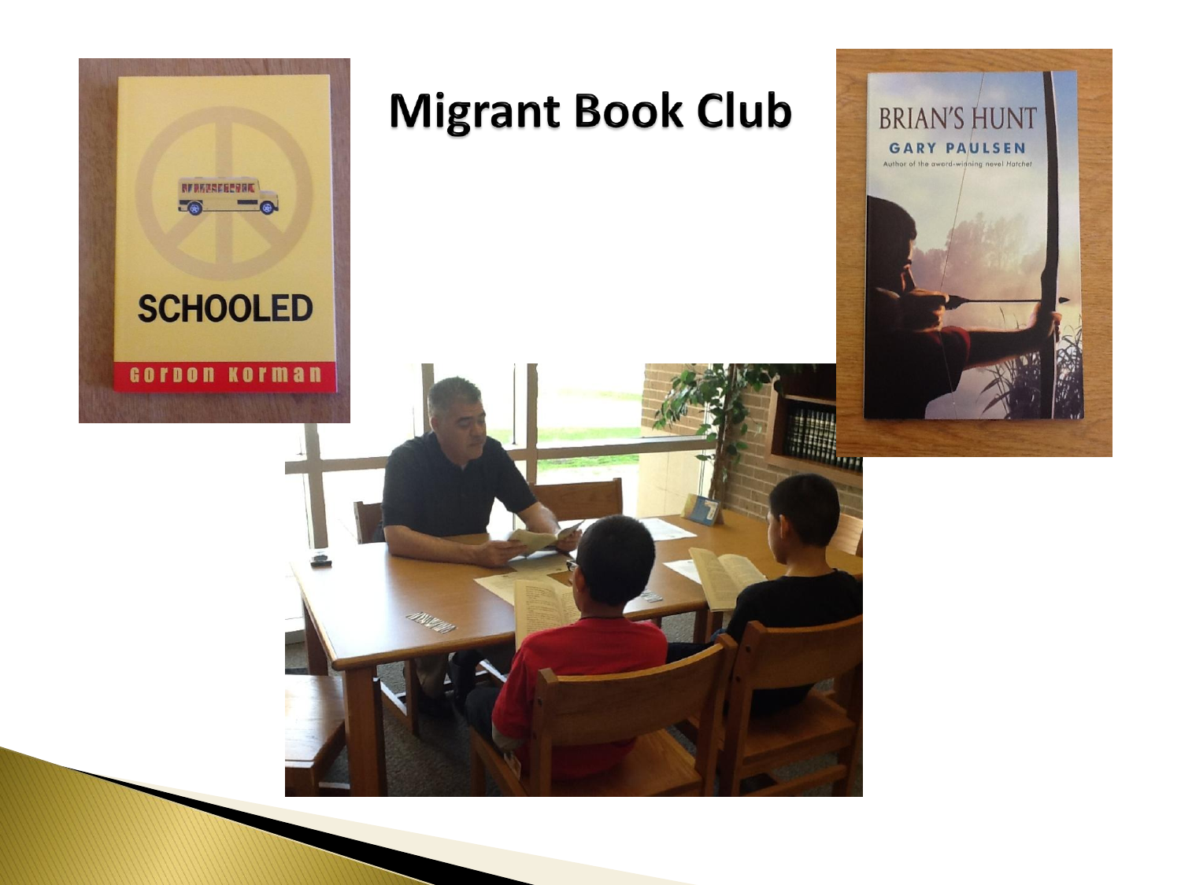# Migrant Book Club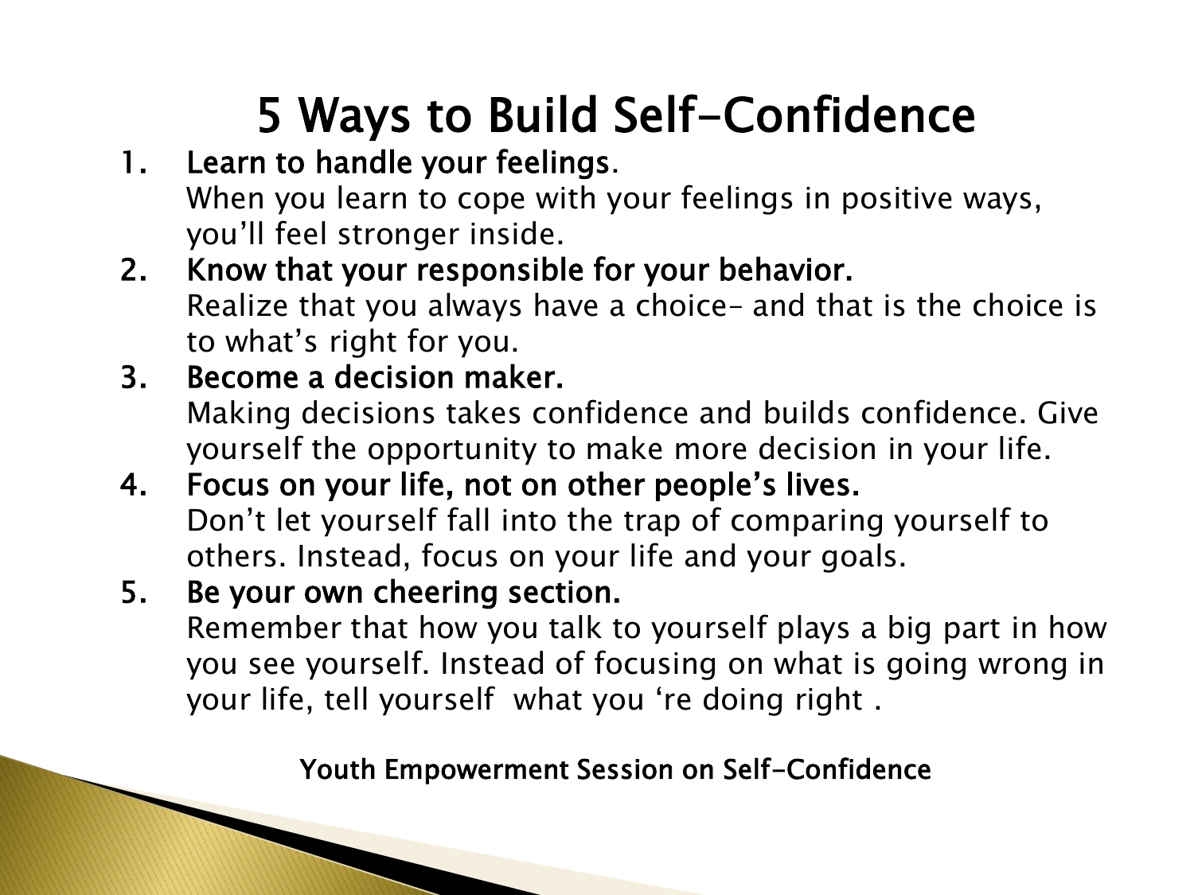# 5 Ways to Build Self-Confidence

1. **Learn to handle your feelings**.
   When you learn to cope with your feelings in positive ways, you'll feel stronger inside.
2. **Know that your responsible for your behavior.**
   Realize that you always have a choice– and that is the choice is to what's right for you.
3. **Become a decision maker.**
   Making decisions takes confidence and builds confidence. Give yourself the opportunity to make more decision in your life.
4. **Focus on your life, not on other people's lives.**
   Don't let yourself fall into the trap of comparing yourself to others. Instead, focus on your life and your goals.
5. **Be your own cheering section.**
   Remember that how you talk to yourself plays a big part in how you see yourself. Instead of focusing on what is going wrong in your life, tell yourself what you 're doing right .

**Youth Empowerment Session on Self-Confidence**